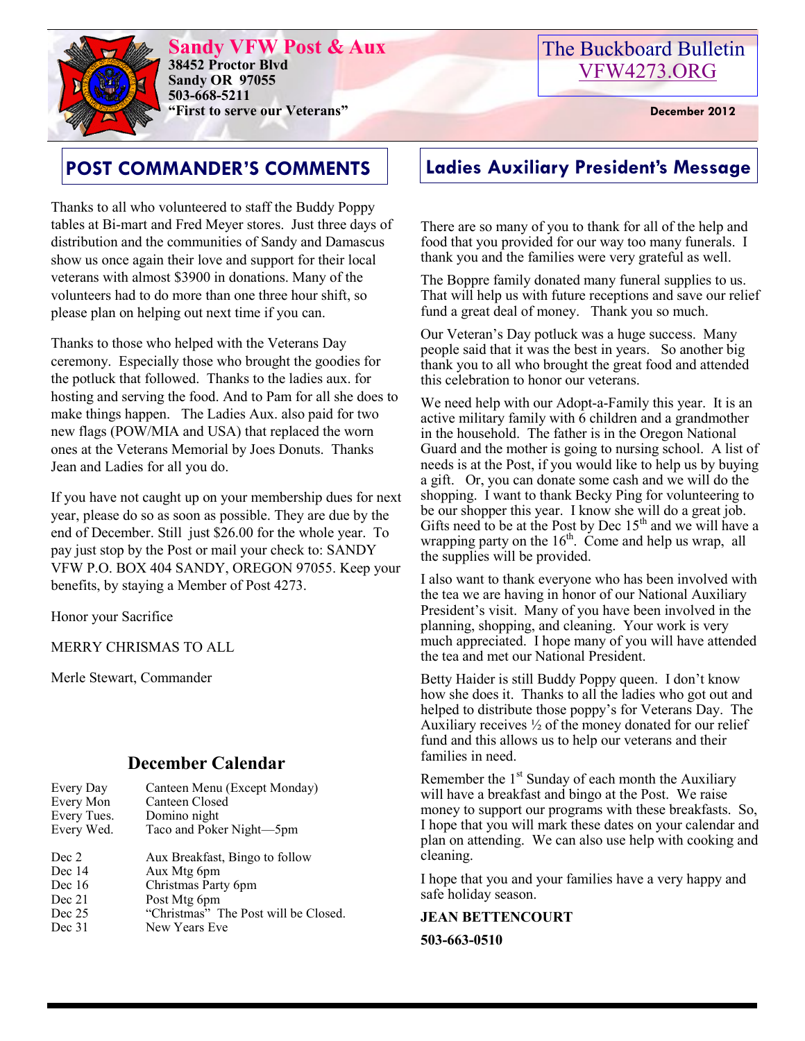# Sandy VFW Post & Aux

**38452 Proctor Blvd**
**Sandy OR 97055**
**503-668-5211**
**"First to serve our Veterans"**

The Buckboard Bulletin
VFW4273.ORG

**December 2012**

## POST COMMANDER'S COMMENTS

Thanks to all who volunteered to staff the Buddy Poppy tables at Bi-mart and Fred Meyer stores. Just three days of distribution and the communities of Sandy and Damascus show us once again their love and support for their local veterans with almost $3900 in donations. Many of the volunteers had to do more than one three hour shift, so please plan on helping out next time if you can.

Thanks to those who helped with the Veterans Day ceremony. Especially those who brought the goodies for the potluck that followed. Thanks to the ladies aux. for hosting and serving the food. And to Pam for all she does to make things happen. The Ladies Aux. also paid for two new flags (POW/MIA and USA) that replaced the worn ones at the Veterans Memorial by Joes Donuts. Thanks Jean and Ladies for all you do.

If you have not caught up on your membership dues for next year, please do so as soon as possible. They are due by the end of December. Still just $26.00 for the whole year. To pay just stop by the Post or mail your check to: SANDY VFW P.O. BOX 404 SANDY, OREGON 97055. Keep your benefits, by staying a Member of Post 4273.

Honor your Sacrifice

MERRY CHRISMAS TO ALL

Merle Stewart, Commander

### December Calendar

| | |
|---|---|
| Every Day | Canteen Menu (Except Monday) |
| Every Mon | Canteen Closed |
| Every Tues. | Domino night |
| Every Wed. | Taco and Poker Night—5pm |
| Dec 2 | Aux Breakfast, Bingo to follow |
| Dec 14 | Aux Mtg 6pm |
| Dec 16 | Christmas Party 6pm |
| Dec 21 | Post Mtg 6pm |
| Dec 25 | "Christmas" The Post will be Closed. |
| Dec 31 | New Years Eve |

## Ladies Auxiliary President's Message

There are so many of you to thank for all of the help and food that you provided for our way too many funerals. I thank you and the families were very grateful as well.

The Boppre family donated many funeral supplies to us. That will help us with future receptions and save our relief fund a great deal of money. Thank you so much.

Our Veteran's Day potluck was a huge success. Many people said that it was the best in years. So another big thank you to all who brought the great food and attended this celebration to honor our veterans.

We need help with our Adopt-a-Family this year. It is an active military family with 6 children and a grandmother in the household. The father is in the Oregon National Guard and the mother is going to nursing school. A list of needs is at the Post, if you would like to help us by buying a gift. Or, you can donate some cash and we will do the shopping. I want to thank Becky Ping for volunteering to be our shopper this year. I know she will do a great job. Gifts need to be at the Post by Dec 15th and we will have a wrapping party on the 16th. Come and help us wrap, all the supplies will be provided.

I also want to thank everyone who has been involved with the tea we are having in honor of our National Auxiliary President's visit. Many of you have been involved in the planning, shopping, and cleaning. Your work is very much appreciated. I hope many of you will have attended the tea and met our National President.

Betty Haider is still Buddy Poppy queen. I don't know how she does it. Thanks to all the ladies who got out and helped to distribute those poppy's for Veterans Day. The Auxiliary receives ½ of the money donated for our relief fund and this allows us to help our veterans and their families in need.

Remember the 1st Sunday of each month the Auxiliary will have a breakfast and bingo at the Post. We raise money to support our programs with these breakfasts. So, I hope that you will mark these dates on your calendar and plan on attending. We can also use help with cooking and cleaning.

I hope that you and your families have a very happy and safe holiday season.

**JEAN BETTENCOURT**

**503-663-0510**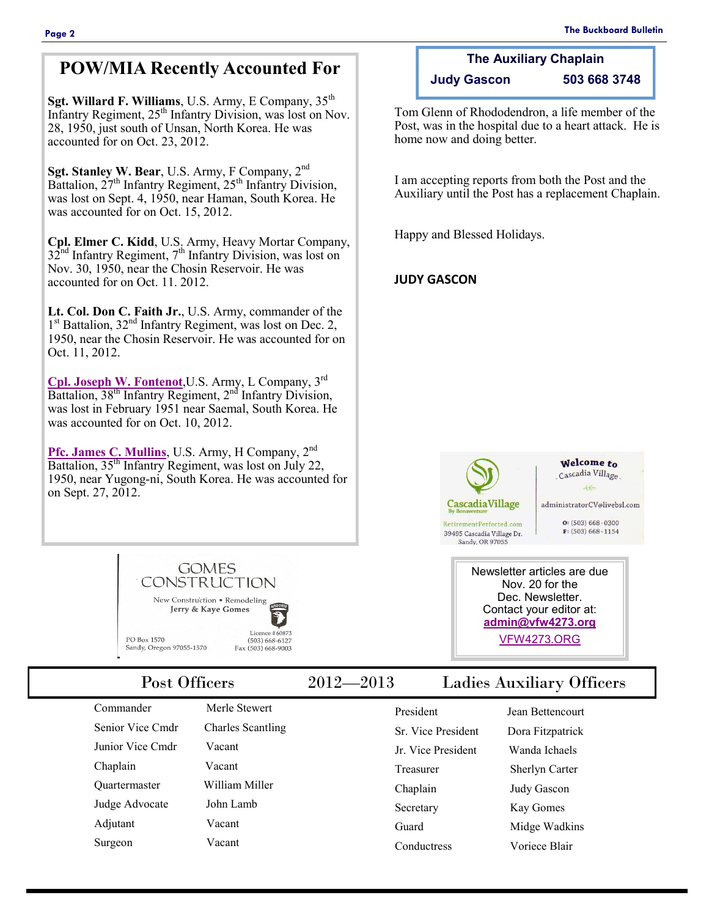## POW/MIA Recently Accounted For

**Sgt. Willard F. Williams**, U.S. Army, E Company, 35th Infantry Regiment, 25th Infantry Division, was lost on Nov. 28, 1950, just south of Unsan, North Korea. He was accounted for on Oct. 23, 2012.

**Sgt. Stanley W. Bear**, U.S. Army, F Company, 2nd Battalion, 27th Infantry Regiment, 25th Infantry Division, was lost on Sept. 4, 1950, near Haman, South Korea. He was accounted for on Oct. 15, 2012.

**Cpl. Elmer C. Kidd**, U.S. Army, Heavy Mortar Company, 32nd Infantry Regiment, 7th Infantry Division, was lost on Nov. 30, 1950, near the Chosin Reservoir. He was accounted for on Oct. 11. 2012.

**Lt. Col. Don C. Faith Jr.**, U.S. Army, commander of the 1st Battalion, 32nd Infantry Regiment, was lost on Dec. 2, 1950, near the Chosin Reservoir. He was accounted for on Oct. 11, 2012.

**Cpl. Joseph W. Fontenot**,U.S. Army, L Company, 3rd Battalion, 38th Infantry Regiment, 2nd Infantry Division, was lost in February 1951 near Saemal, South Korea. He was accounted for on Oct. 10, 2012.

**Pfc. James C. Mullins**, U.S. Army, H Company, 2nd Battalion, 35th Infantry Regiment, was lost on July 22, 1950, near Yugong-ni, South Korea. He was accounted for on Sept. 27, 2012.

GOMES CONSTRUCTION
New Construction • Remodeling
Jerry & Kaye Gomes
PO Box 1570
Sandy, Oregon 97055-1570
Licence #60873
(503) 668-6127
Fax (503) 668-9003

### The Auxiliary Chaplain

**Judy Gascon 503 668 3748**

Tom Glenn of Rhododendron, a life member of the Post, was in the hospital due to a heart attack. He is home now and doing better.

I am accepting reports from both the Post and the Auxiliary until the Post has a replacement Chaplain.

Happy and Blessed Holidays.

**JUDY GASCON**

CascadiaVillage By Bonaventure
RetirementPerfected.com
39495 Cascadia Village Dr.
Sandy, OR 97055
Welcome to Cascadia Village
administratorCV@livebsl.com
O: (503) 668-0300
F: (503) 668-1154

Newsletter articles are due Nov. 20 for the Dec. Newsletter.
Contact your editor at:
**admin@vfw4273.org**
VFW4273.ORG

## Post Officers 2012—2013 Ladies Auxiliary Officers

| Post Officers | | Ladies Auxiliary Officers | |
|---|---|---|---|
| Commander | Merle Stewert | President | Jean Bettencourt |
| Senior Vice Cmdr | Charles Scantling | Sr. Vice President | Dora Fitzpatrick |
| Junior Vice Cmdr | Vacant | Jr. Vice President | Wanda Ichaels |
| Chaplain | Vacant | Treasurer | Sherlyn Carter |
| Quartermaster | William Miller | Chaplain | Judy Gascon |
| Judge Advocate | John Lamb | Secretary | Kay Gomes |
| Adjutant | Vacant | Guard | Midge Wadkins |
| Surgeon | Vacant | Conductress | Voriece Blair |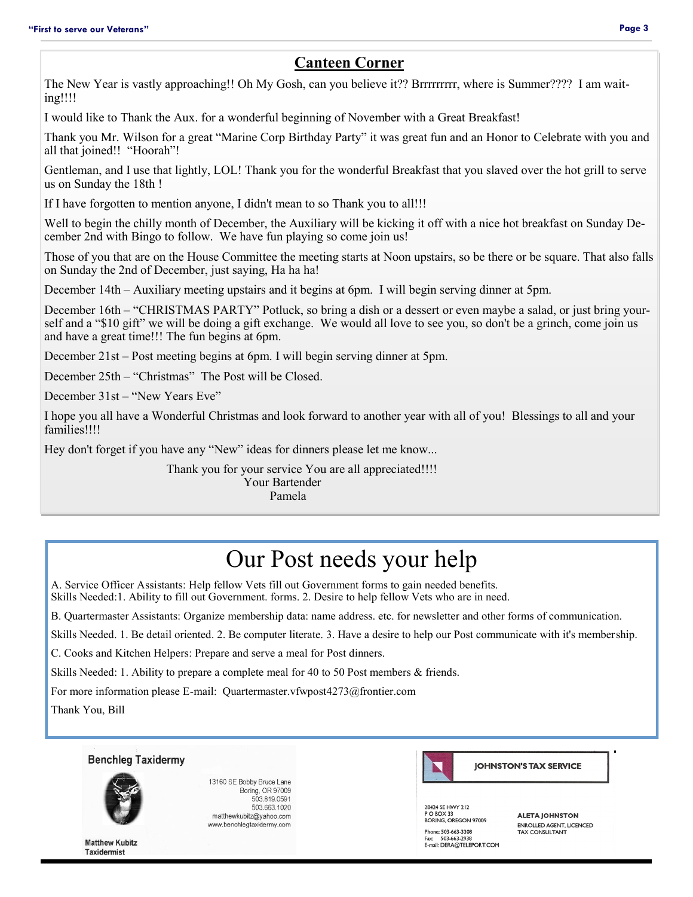## Canteen Corner

The New Year is vastly approaching!! Oh My Gosh, can you believe it?? Brrrrrrrr, where is Summer???? I am waiting!!!!

I would like to Thank the Aux. for a wonderful beginning of November with a Great Breakfast!

Thank you Mr. Wilson for a great "Marine Corp Birthday Party" it was great fun and an Honor to Celebrate with you and all that joined!! "Hoorah"!

Gentleman, and I use that lightly, LOL! Thank you for the wonderful Breakfast that you slaved over the hot grill to serve us on Sunday the 18th !

If I have forgotten to mention anyone, I didn't mean to so Thank you to all!!!

Well to begin the chilly month of December, the Auxiliary will be kicking it off with a nice hot breakfast on Sunday December 2nd with Bingo to follow. We have fun playing so come join us!

Those of you that are on the House Committee the meeting starts at Noon upstairs, so be there or be square. That also falls on Sunday the 2nd of December, just saying, Ha ha ha!

December 14th – Auxiliary meeting upstairs and it begins at 6pm. I will begin serving dinner at 5pm.

December 16th – "CHRISTMAS PARTY" Potluck, so bring a dish or a dessert or even maybe a salad, or just bring yourself and a "$10 gift" we will be doing a gift exchange. We would all love to see you, so don't be a grinch, come join us and have a great time!!! The fun begins at 6pm.

December 21st – Post meeting begins at 6pm. I will begin serving dinner at 5pm.

December 25th – "Christmas" The Post will be Closed.

December 31st – "New Years Eve"

I hope you all have a Wonderful Christmas and look forward to another year with all of you! Blessings to all and your families!!!!

Hey don't forget if you have any "New" ideas for dinners please let me know...

Thank you for your service You are all appreciated!!!!
Your Bartender
Pamela

# Our Post needs your help

A. Service Officer Assistants: Help fellow Vets fill out Government forms to gain needed benefits.
Skills Needed:1. Ability to fill out Government. forms. 2. Desire to help fellow Vets who are in need.

B. Quartermaster Assistants: Organize membership data: name address. etc. for newsletter and other forms of communication.

Skills Needed. 1. Be detail oriented. 2. Be computer literate. 3. Have a desire to help our Post communicate with it's membership.

C. Cooks and Kitchen Helpers: Prepare and serve a meal for Post dinners.

Skills Needed: 1. Ability to prepare a complete meal for 40 to 50 Post members & friends.

For more information please E-mail: Quartermaster.vfwpost4273@frontier.com

Thank You, Bill

**Benchleg Taxidermy**

13160 SE Bobby Bruce Lane
Boring, OR 97009
503.819.0591
503.663.1020
matthewkubitz@yahoo.com
www.benchlegtaxidermy.com

Matthew Kubitz
Taxidermist

**JOHNSTON'S TAX SERVICE**

28424 SE HWY 212
P O BOX 33
BORING, OREGON 97009

Phone: 503-663-3308
Fax: 503-663-2938
E-mail: DERA@TELEPORT.COM

ALETA JOHNSTON
ENROLLED AGENT, LICENCED
TAX CONSULTANT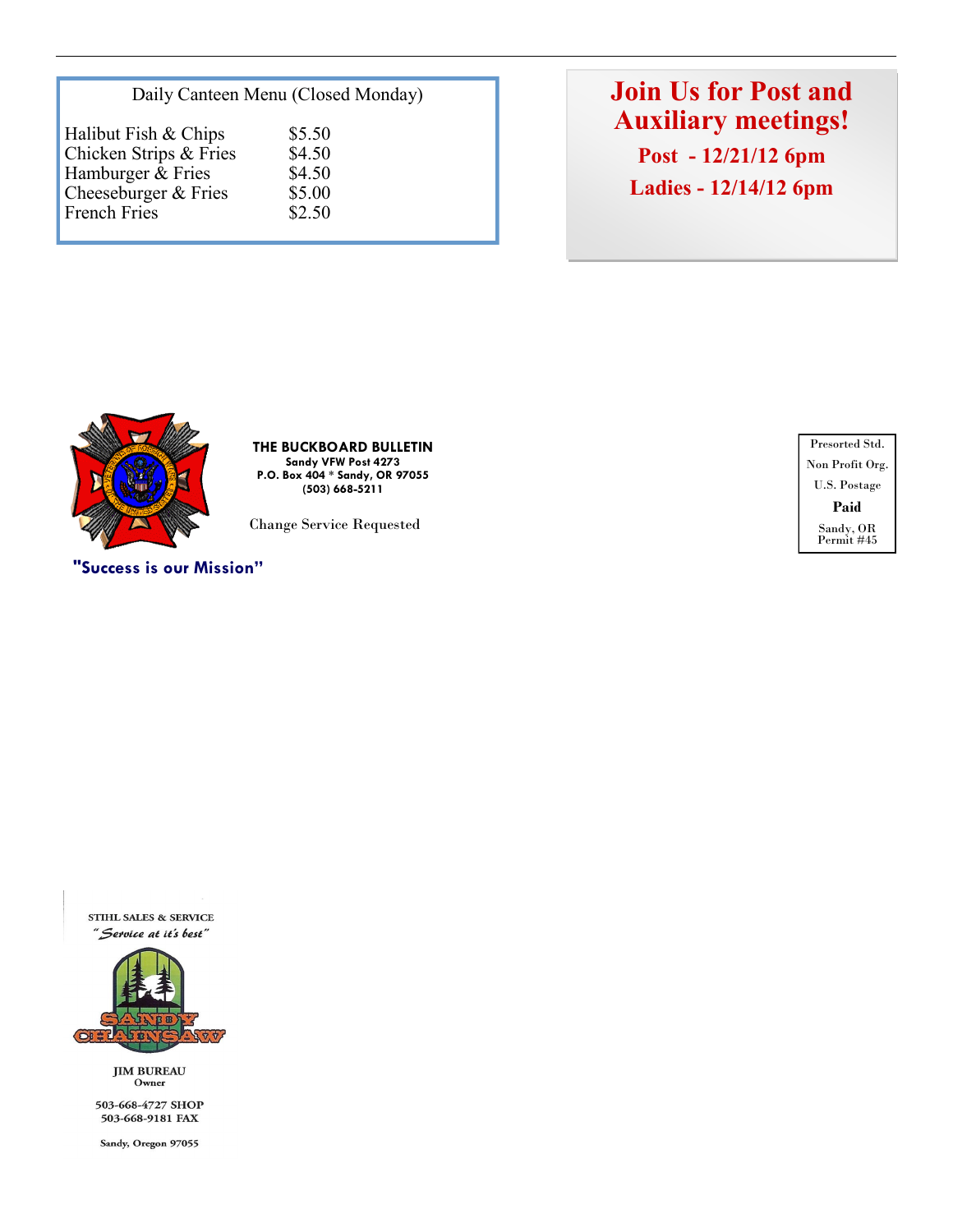Daily Canteen Menu (Closed Monday)

| | |
|---|---|
| Halibut Fish & Chips | $5.50 |
| Chicken Strips & Fries | $4.50 |
| Hamburger & Fries | $4.50 |
| Cheeseburger & Fries | $5.00 |
| French Fries | $2.50 |

## Join Us for Post and Auxiliary meetings!

**Post - 12/21/12 6pm**

**Ladies - 12/14/12 6pm**

**THE BUCKBOARD BULLETIN**
**Sandy VFW Post 4273**
**P.O. Box 404 * Sandy, OR 97055**
**(503) 668-5211**

Change Service Requested

**"Success is our Mission"**

Presorted Std.
Non Profit Org.
U.S. Postage
**Paid**
Sandy, OR
Permit #45

STIHL SALES & SERVICE
*"Service at it's best"*

SANDY CHAINSAW

JIM BUREAU
Owner

503-668-4727 SHOP
503-668-9181 FAX

Sandy, Oregon 97055